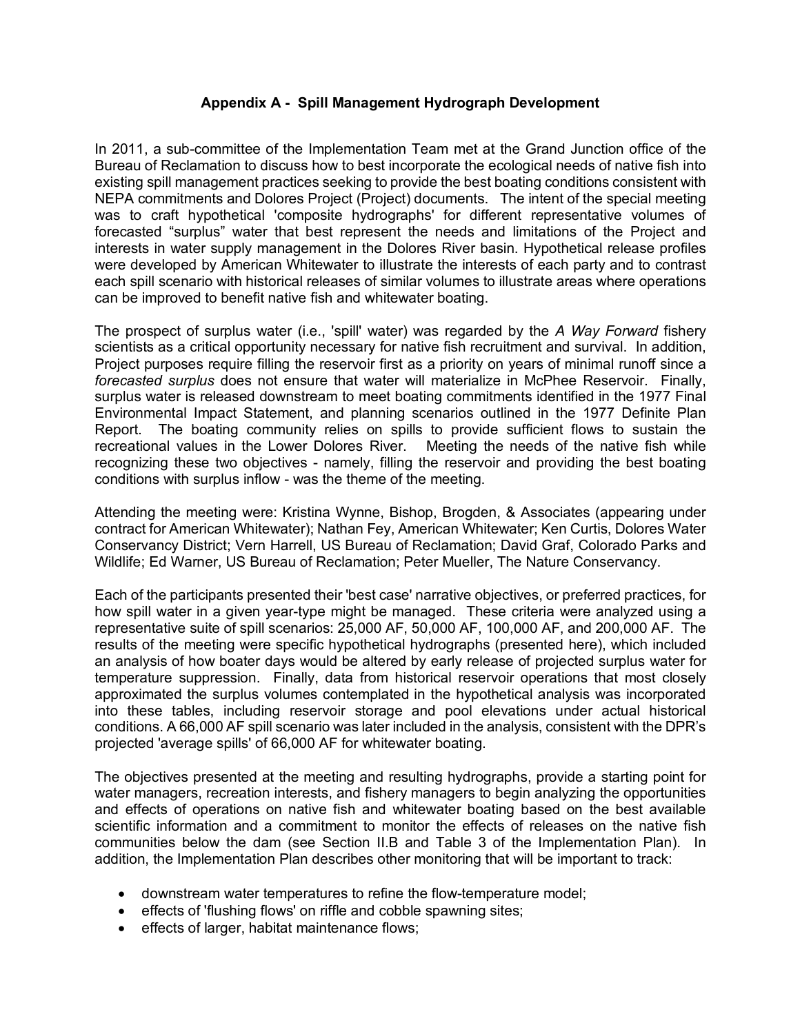## Appendix A - Spill Management Hydrograph Development

In 2011, a sub-committee of the Implementation Team met at the Grand Junction office of the Bureau of Reclamation to discuss how to best incorporate the ecological needs of native fish into existing spill management practices seeking to provide the best boating conditions consistent with NEPA commitments and Dolores Project (Project) documents. The intent of the special meeting was to craft hypothetical 'composite hydrographs' for different representative volumes of forecasted "surplus" water that best represent the needs and limitations of the Project and interests in water supply management in the Dolores River basin. Hypothetical release profiles were developed by American Whitewater to illustrate the interests of each party and to contrast each spill scenario with historical releases of similar volumes to illustrate areas where operations can be improved to benefit native fish and whitewater boating.

The prospect of surplus water (i.e., 'spill' water) was regarded by the *A Way Forward* fishery scientists as a critical opportunity necessary for native fish recruitment and survival. In addition, Project purposes require filling the reservoir first as a priority on years of minimal runoff since a *forecasted surplus* does not ensure that water will materialize in McPhee Reservoir. Finally, surplus water is released downstream to meet boating commitments identified in the 1977 Final Environmental Impact Statement, and planning scenarios outlined in the 1977 Definite Plan Report. The boating community relies on spills to provide sufficient flows to sustain the recreational values in the Lower Dolores River. Meeting the needs of the native fish while recognizing these two objectives - namely, filling the reservoir and providing the best boating conditions with surplus inflow - was the theme of the meeting.

Attending the meeting were: Kristina Wynne, Bishop, Brogden, & Associates (appearing under contract for American Whitewater); Nathan Fey, American Whitewater; Ken Curtis, Dolores Water Conservancy District; Vern Harrell, US Bureau of Reclamation; David Graf, Colorado Parks and Wildlife; Ed Warner, US Bureau of Reclamation; Peter Mueller, The Nature Conservancy.

Each of the participants presented their 'best case' narrative objectives, or preferred practices, for how spill water in a given year-type might be managed. These criteria were analyzed using a representative suite of spill scenarios: 25,000 AF, 50,000 AF, 100,000 AF, and 200,000 AF. The results of the meeting were specific hypothetical hydrographs (presented here), which included an analysis of how boater days would be altered by early release of projected surplus water for temperature suppression. Finally, data from historical reservoir operations that most closely approximated the surplus volumes contemplated in the hypothetical analysis was incorporated into these tables, including reservoir storage and pool elevations under actual historical conditions. A 66,000 AF spill scenario was later included in the analysis, consistent with the DPR's projected 'average spills' of 66,000 AF for whitewater boating.

The objectives presented at the meeting and resulting hydrographs, provide a starting point for water managers, recreation interests, and fishery managers to begin analyzing the opportunities and effects of operations on native fish and whitewater boating based on the best available scientific information and a commitment to monitor the effects of releases on the native fish communities below the dam (see Section II.B and Table 3 of the Implementation Plan). In addition, the Implementation Plan describes other monitoring that will be important to track:

- downstream water temperatures to refine the flow-temperature model;
- effects of 'flushing flows' on riffle and cobble spawning sites;
- effects of larger, habitat maintenance flows;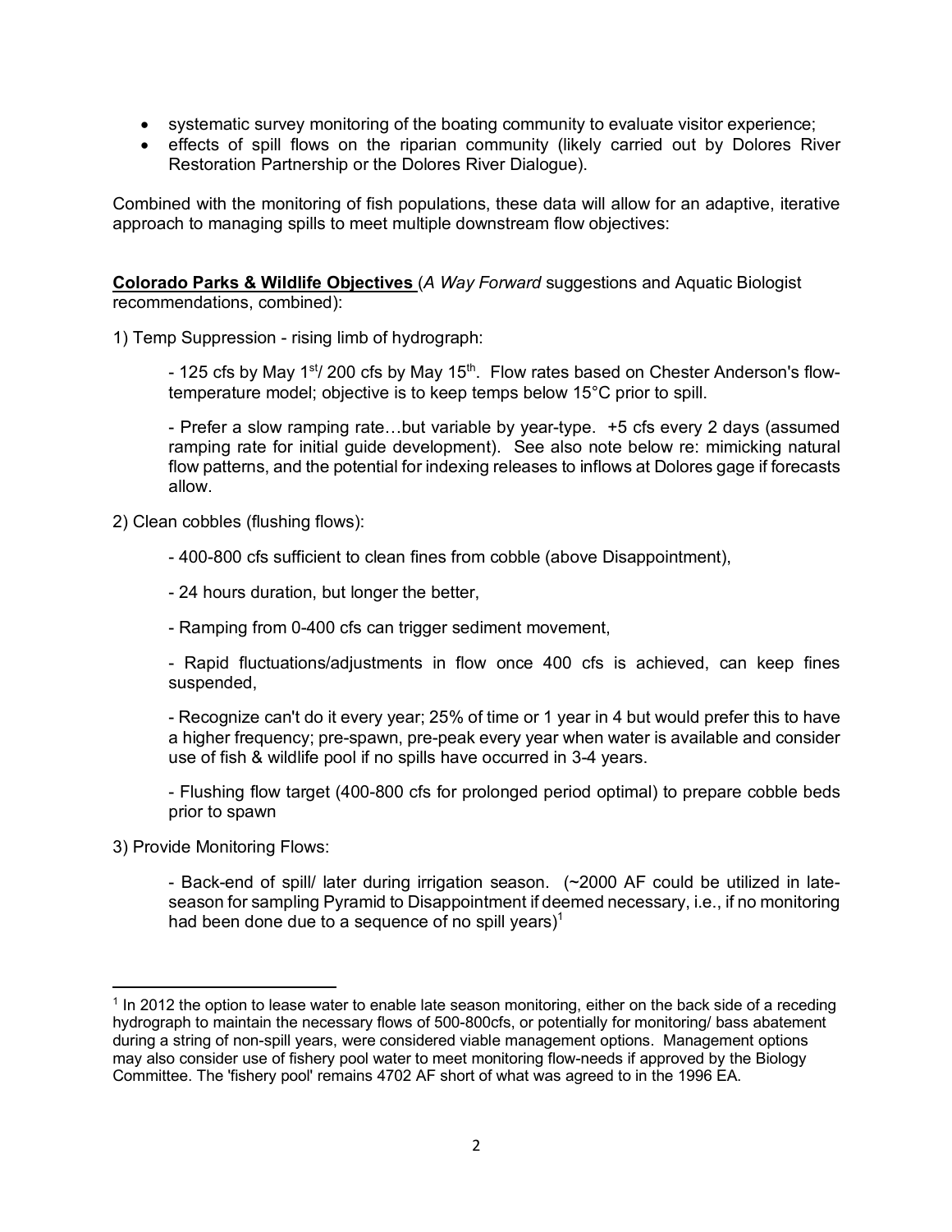- systematic survey monitoring of the boating community to evaluate visitor experience;
- effects of spill flows on the riparian community (likely carried out by Dolores River Restoration Partnership or the Dolores River Dialogue).

Combined with the monitoring of fish populations, these data will allow for an adaptive, iterative approach to managing spills to meet multiple downstream flow objectives:

**Colorado Parks & Wildlife Objectives** (*A Way Forward* suggestions and Aquatic Biologist recommendations, combined):

1) Temp Suppression - rising limb of hydrograph:

- 125 cfs by May 1st/ 200 cfs by May 15th. Flow rates based on Chester Anderson's flow-temperature model; objective is to keep temps below 15°C prior to spill.

- Prefer a slow ramping rate…but variable by year-type. +5 cfs every 2 days (assumed ramping rate for initial guide development). See also note below re: mimicking natural flow patterns, and the potential for indexing releases to inflows at Dolores gage if forecasts allow.

2) Clean cobbles (flushing flows):

- 400-800 cfs sufficient to clean fines from cobble (above Disappointment),

- 24 hours duration, but longer the better,

- Ramping from 0-400 cfs can trigger sediment movement,

- Rapid fluctuations/adjustments in flow once 400 cfs is achieved, can keep fines suspended,

- Recognize can't do it every year; 25% of time or 1 year in 4 but would prefer this to have a higher frequency; pre-spawn, pre-peak every year when water is available and consider use of fish & wildlife pool if no spills have occurred in 3-4 years.

- Flushing flow target (400-800 cfs for prolonged period optimal) to prepare cobble beds prior to spawn

3) Provide Monitoring Flows:

- Back-end of spill/ later during irrigation season. (~2000 AF could be utilized in late-season for sampling Pyramid to Disappointment if deemed necessary, i.e., if no monitoring had been done due to a sequence of no spill years)[1]

[1] In 2012 the option to lease water to enable late season monitoring, either on the back side of a receding hydrograph to maintain the necessary flows of 500-800cfs, or potentially for monitoring/ bass abatement during a string of non-spill years, were considered viable management options. Management options may also consider use of fishery pool water to meet monitoring flow-needs if approved by the Biology Committee. The 'fishery pool' remains 4702 AF short of what was agreed to in the 1996 EA.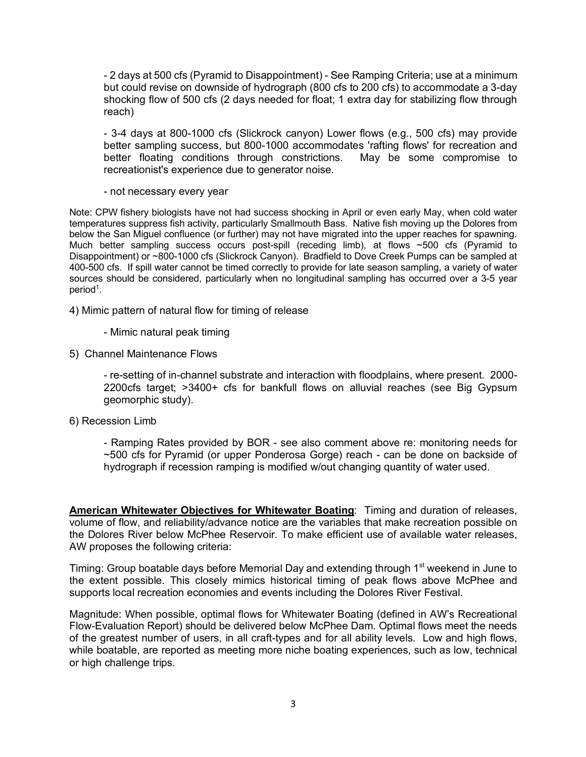- 2 days at 500 cfs (Pyramid to Disappointment) - See Ramping Criteria; use at a minimum but could revise on downside of hydrograph (800 cfs to 200 cfs) to accommodate a 3-day shocking flow of 500 cfs (2 days needed for float; 1 extra day for stabilizing flow through reach)

- 3-4 days at 800-1000 cfs (Slickrock canyon) Lower flows (e.g., 500 cfs) may provide better sampling success, but 800-1000 accommodates 'rafting flows' for recreation and better floating conditions through constrictions. May be some compromise to recreationist's experience due to generator noise.

- not necessary every year

Note: CPW fishery biologists have not had success shocking in April or even early May, when cold water temperatures suppress fish activity, particularly Smallmouth Bass. Native fish moving up the Dolores from below the San Miguel confluence (or further) may not have migrated into the upper reaches for spawning. Much better sampling success occurs post-spill (receding limb), at flows ~500 cfs (Pyramid to Disappointment) or ~800-1000 cfs (Slickrock Canyon). Bradfield to Dove Creek Pumps can be sampled at 400-500 cfs. If spill water cannot be timed correctly to provide for late season sampling, a variety of water sources should be considered, particularly when no longitudinal sampling has occurred over a 3-5 year period[1].

4) Mimic pattern of natural flow for timing of release

- Mimic natural peak timing

5) Channel Maintenance Flows

- re-setting of in-channel substrate and interaction with floodplains, where present. 2000-2200cfs target; >3400+ cfs for bankfull flows on alluvial reaches (see Big Gypsum geomorphic study).

6) Recession Limb

- Ramping Rates provided by BOR - see also comment above re: monitoring needs for ~500 cfs for Pyramid (or upper Ponderosa Gorge) reach - can be done on backside of hydrograph if recession ramping is modified w/out changing quantity of water used.

**American Whitewater Objectives for Whitewater Boating**: Timing and duration of releases, volume of flow, and reliability/advance notice are the variables that make recreation possible on the Dolores River below McPhee Reservoir. To make efficient use of available water releases, AW proposes the following criteria:

Timing: Group boatable days before Memorial Day and extending through 1st weekend in June to the extent possible. This closely mimics historical timing of peak flows above McPhee and supports local recreation economies and events including the Dolores River Festival.

Magnitude: When possible, optimal flows for Whitewater Boating (defined in AW's Recreational Flow-Evaluation Report) should be delivered below McPhee Dam. Optimal flows meet the needs of the greatest number of users, in all craft-types and for all ability levels. Low and high flows, while boatable, are reported as meeting more niche boating experiences, such as low, technical or high challenge trips.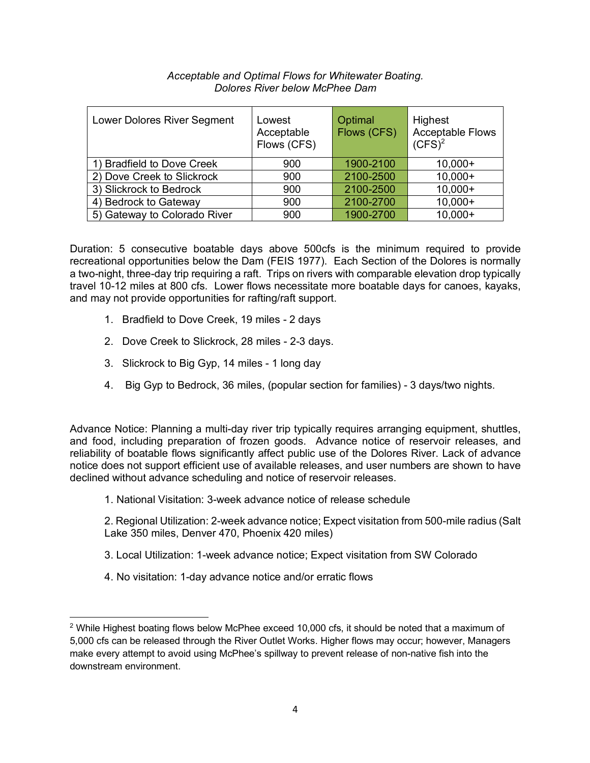*Acceptable and Optimal Flows for Whitewater Boating.*
*Dolores River below McPhee Dam*

| Lower Dolores River Segment | Lowest Acceptable Flows (CFS) | Optimal Flows (CFS) | Highest Acceptable Flows (CFS)[2] |
|---|---|---|---|
| 1) Bradfield to Dove Creek | 900 | 1900-2100 | 10,000+ |
| 2) Dove Creek to Slickrock | 900 | 2100-2500 | 10,000+ |
| 3) Slickrock to Bedrock | 900 | 2100-2500 | 10,000+ |
| 4) Bedrock to Gateway | 900 | 2100-2700 | 10,000+ |
| 5) Gateway to Colorado River | 900 | 1900-2700 | 10,000+ |

Duration: 5 consecutive boatable days above 500cfs is the minimum required to provide recreational opportunities below the Dam (FEIS 1977). Each Section of the Dolores is normally a two-night, three-day trip requiring a raft. Trips on rivers with comparable elevation drop typically travel 10-12 miles at 800 cfs. Lower flows necessitate more boatable days for canoes, kayaks, and may not provide opportunities for rafting/raft support.

1. Bradfield to Dove Creek, 19 miles - 2 days
2. Dove Creek to Slickrock, 28 miles - 2-3 days.
3. Slickrock to Big Gyp, 14 miles - 1 long day
4. Big Gyp to Bedrock, 36 miles, (popular section for families) - 3 days/two nights.

Advance Notice: Planning a multi-day river trip typically requires arranging equipment, shuttles, and food, including preparation of frozen goods. Advance notice of reservoir releases, and reliability of boatable flows significantly affect public use of the Dolores River. Lack of advance notice does not support efficient use of available releases, and user numbers are shown to have declined without advance scheduling and notice of reservoir releases.

1. National Visitation: 3-week advance notice of release schedule
2. Regional Utilization: 2-week advance notice; Expect visitation from 500-mile radius (Salt Lake 350 miles, Denver 470, Phoenix 420 miles)
3. Local Utilization: 1-week advance notice; Expect visitation from SW Colorado
4. No visitation: 1-day advance notice and/or erratic flows

[2] While Highest boating flows below McPhee exceed 10,000 cfs, it should be noted that a maximum of 5,000 cfs can be released through the River Outlet Works. Higher flows may occur; however, Managers make every attempt to avoid using McPhee's spillway to prevent release of non-native fish into the downstream environment.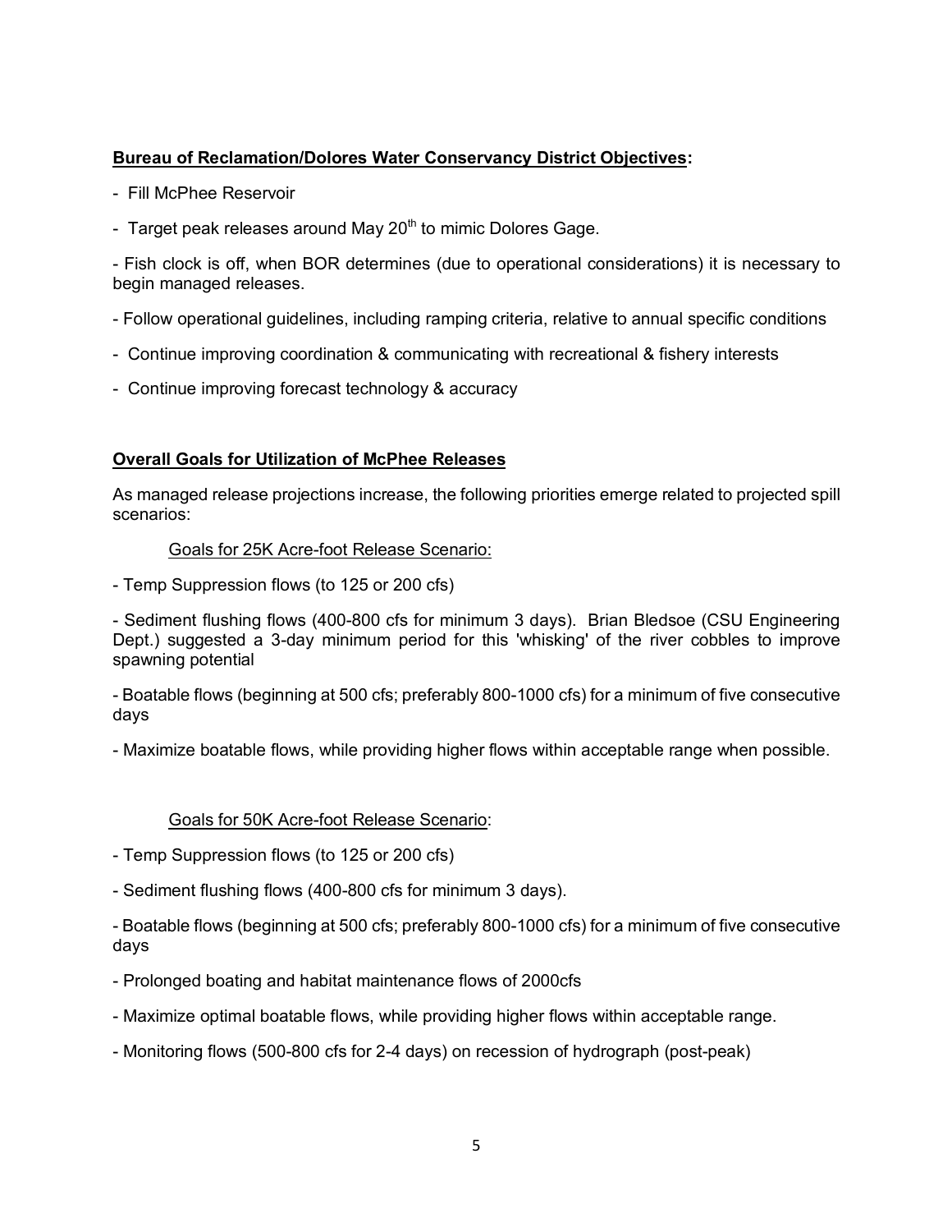**Bureau of Reclamation/Dolores Water Conservancy District Objectives:**

- Fill McPhee Reservoir

- Target peak releases around May 20th to mimic Dolores Gage.

- Fish clock is off, when BOR determines (due to operational considerations) it is necessary to begin managed releases.

- Follow operational guidelines, including ramping criteria, relative to annual specific conditions

- Continue improving coordination & communicating with recreational & fishery interests

- Continue improving forecast technology & accuracy

**Overall Goals for Utilization of McPhee Releases**

As managed release projections increase, the following priorities emerge related to projected spill scenarios:

Goals for 25K Acre-foot Release Scenario:

- Temp Suppression flows (to 125 or 200 cfs)

- Sediment flushing flows (400-800 cfs for minimum 3 days). Brian Bledsoe (CSU Engineering Dept.) suggested a 3-day minimum period for this 'whisking' of the river cobbles to improve spawning potential

- Boatable flows (beginning at 500 cfs; preferably 800-1000 cfs) for a minimum of five consecutive days

- Maximize boatable flows, while providing higher flows within acceptable range when possible.

Goals for 50K Acre-foot Release Scenario:

- Temp Suppression flows (to 125 or 200 cfs)

- Sediment flushing flows (400-800 cfs for minimum 3 days).

- Boatable flows (beginning at 500 cfs; preferably 800-1000 cfs) for a minimum of five consecutive days

- Prolonged boating and habitat maintenance flows of 2000cfs

- Maximize optimal boatable flows, while providing higher flows within acceptable range.

- Monitoring flows (500-800 cfs for 2-4 days) on recession of hydrograph (post-peak)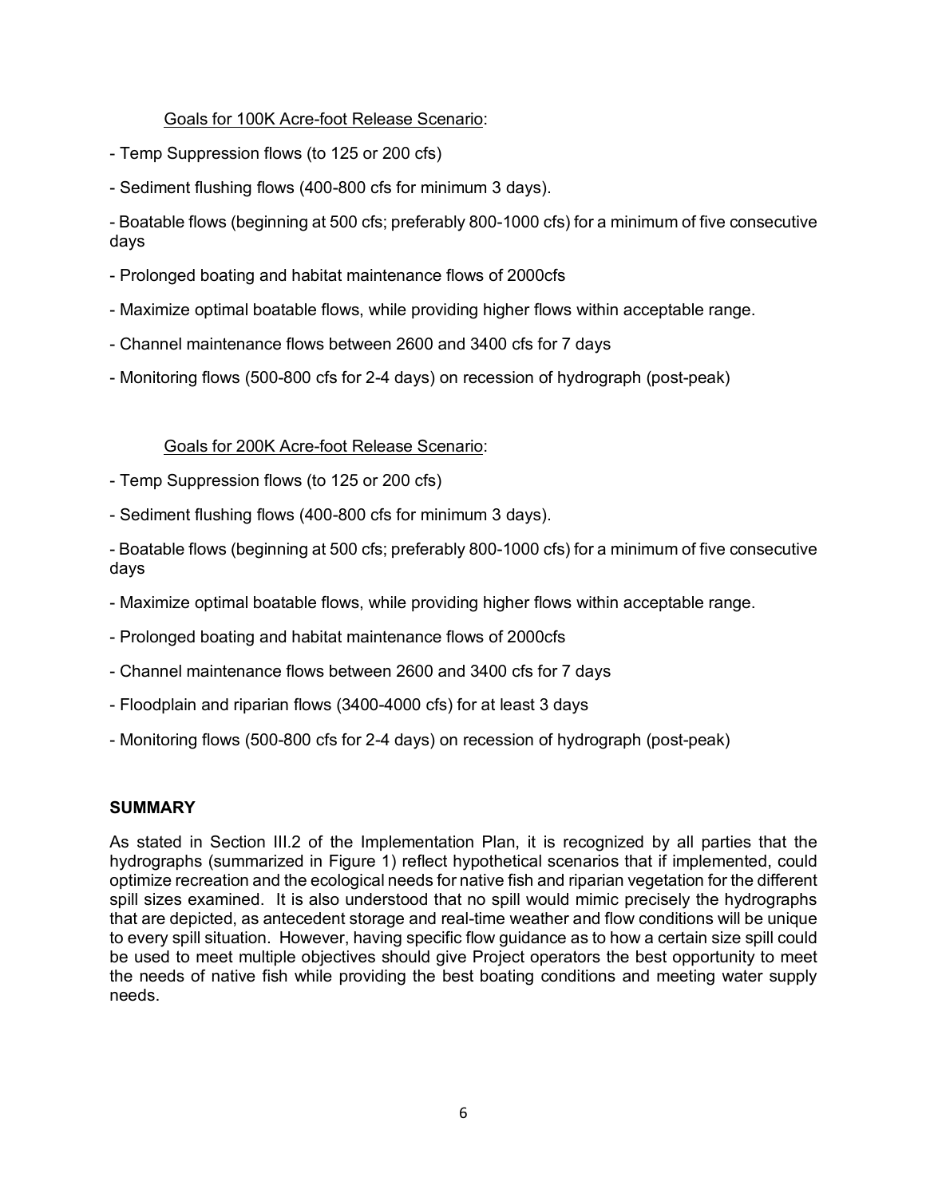Goals for 100K Acre-foot Release Scenario:

- Temp Suppression flows (to 125 or 200 cfs)

- Sediment flushing flows (400-800 cfs for minimum 3 days).

- Boatable flows (beginning at 500 cfs; preferably 800-1000 cfs) for a minimum of five consecutive days

- Prolonged boating and habitat maintenance flows of 2000cfs

- Maximize optimal boatable flows, while providing higher flows within acceptable range.

- Channel maintenance flows between 2600 and 3400 cfs for 7 days

- Monitoring flows (500-800 cfs for 2-4 days) on recession of hydrograph (post-peak)

Goals for 200K Acre-foot Release Scenario:

- Temp Suppression flows (to 125 or 200 cfs)

- Sediment flushing flows (400-800 cfs for minimum 3 days).

- Boatable flows (beginning at 500 cfs; preferably 800-1000 cfs) for a minimum of five consecutive days

- Maximize optimal boatable flows, while providing higher flows within acceptable range.

- Prolonged boating and habitat maintenance flows of 2000cfs

- Channel maintenance flows between 2600 and 3400 cfs for 7 days

- Floodplain and riparian flows (3400-4000 cfs) for at least 3 days

- Monitoring flows (500-800 cfs for 2-4 days) on recession of hydrograph (post-peak)

## SUMMARY

As stated in Section III.2 of the Implementation Plan, it is recognized by all parties that the hydrographs (summarized in Figure 1) reflect hypothetical scenarios that if implemented, could optimize recreation and the ecological needs for native fish and riparian vegetation for the different spill sizes examined. It is also understood that no spill would mimic precisely the hydrographs that are depicted, as antecedent storage and real-time weather and flow conditions will be unique to every spill situation. However, having specific flow guidance as to how a certain size spill could be used to meet multiple objectives should give Project operators the best opportunity to meet the needs of native fish while providing the best boating conditions and meeting water supply needs.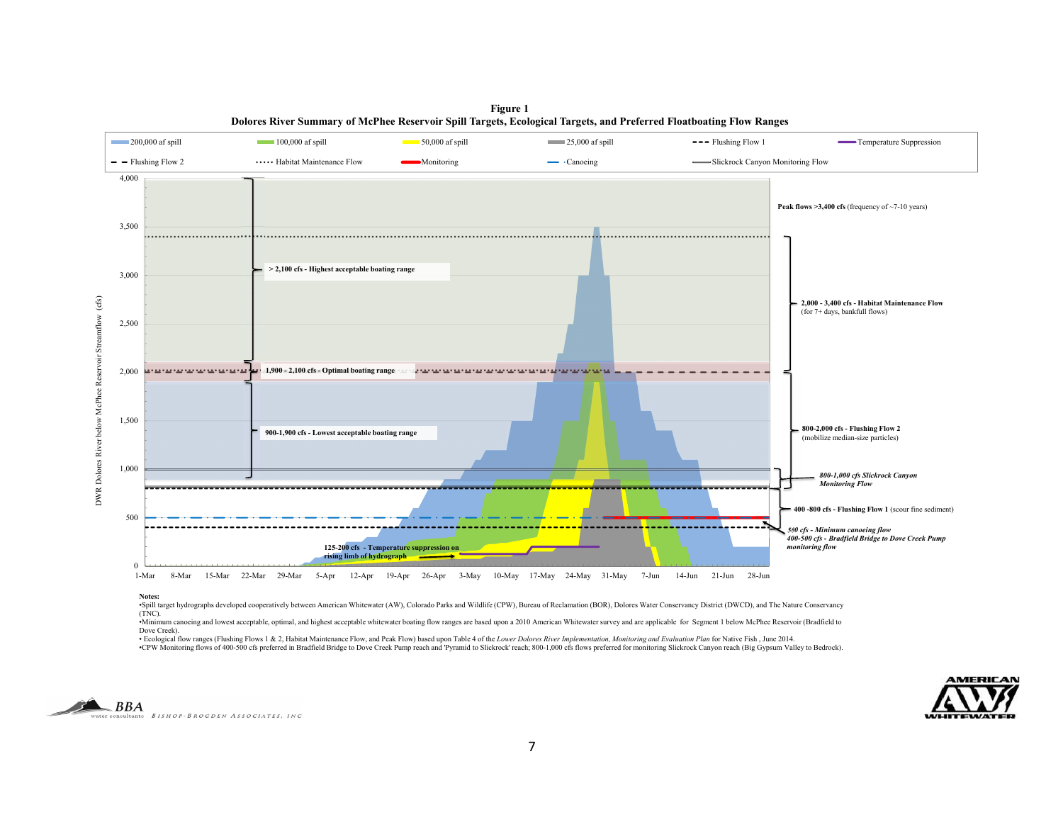**Figure 1**
**Dolores River Summary of McPhee Reservoir Spill Targets, Ecological Targets, and Preferred Floatboating Flow Ranges**

200,000 af spill
100,000 af spill
50,000 af spill
25,000 af spill
Flushing Flow 1
Temperature Suppression
Flushing Flow 2
Habitat Maintenance Flow
Monitoring
Canoeing
Slickrock Canyon Monitoring Flow

DWR Dolores River below McPhee Reservoir Streamflow (cfs)

4,000
3,500
3,000
2,500
2,000
1,500
1,000
500
0

1-Mar 8-Mar 15-Mar 22-Mar 29-Mar 5-Apr 12-Apr 19-Apr 26-Apr 3-May 10-May 17-May 24-May 31-May 7-Jun 14-Jun 21-Jun 28-Jun

**> 2,100 cfs - Highest acceptable boating range**
**1,900 - 2,100 cfs - Optimal boating range**
**900-1,900 cfs - Lowest acceptable boating range**
**125-200 cfs - Temperature suppression on rising limb of hydrograph**

**Peak flows >3,400 cfs** (frequency of ~7-10 years)
**2,000 - 3,400 cfs - Habitat Maintenance Flow** (for 7+ days, bankfull flows)
**800-2,000 cfs - Flushing Flow 2** (mobilize median-size particles)
***800-1,000 cfs Slickrock Canyon Monitoring Flow***
**400 -800 cfs - Flushing Flow 1** (scour fine sediment)
***500 cfs - Minimum canoeing flow***
***400-500 cfs - Bradfield Bridge to Dove Creek Pump monitoring flow***

**Notes:**
•Spill target hydrographs developed cooperatively between American Whitewater (AW), Colorado Parks and Wildlife (CPW), Bureau of Reclamation (BOR), Dolores Water Conservancy District (DWCD), and The Nature Conservancy (TNC).
•Minimum canoeing and lowest acceptable, optimal, and highest acceptable whitewater boating flow ranges are based upon a 2010 American Whitewater survey and are applicable for Segment 1 below McPhee Reservoir (Bradfield to Dove Creek).
• Ecological flow ranges (Flushing Flows 1 & 2, Habitat Maintenance Flow, and Peak Flow) based upon Table 4 of the *Lower Dolores River Implementation, Monitoring and Evaluation Plan* for Native Fish , June 2014.
•CPW Monitoring flows of 400-500 cfs preferred in Bradfield Bridge to Dove Creek Pump reach and 'Pyramid to Slickrock' reach; 800-1,000 cfs flows preferred for monitoring Slickrock Canyon reach (Big Gypsum Valley to Bedrock).

BBA water consultants BISHOP-BROGDEN ASSOCIATES, INC

AMERICAN WHITEWATER